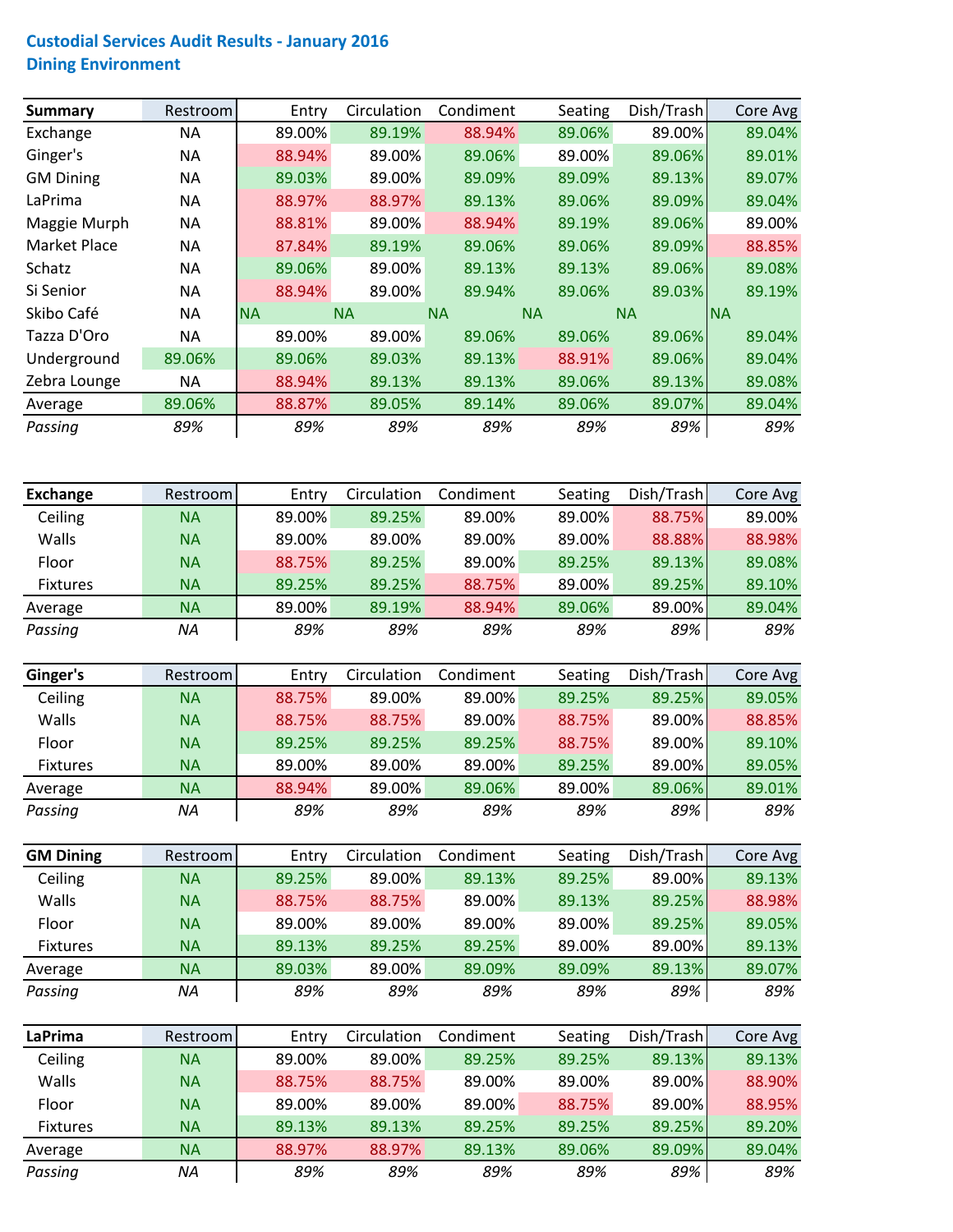# Custodial Services Audit Results - January 2016

## Dining Environment

| Summary | Restroom | Entry | Circulation | Condiment | Seating | Dish/Trash | Core Avg |
|---|---|---|---|---|---|---|---|
| Exchange | NA | 89.00% | 89.19% | 88.94% | 89.06% | 89.00% | 89.04% |
| Ginger's | NA | 88.94% | 89.00% | 89.06% | 89.00% | 89.06% | 89.01% |
| GM Dining | NA | 89.03% | 89.00% | 89.09% | 89.09% | 89.13% | 89.07% |
| LaPrima | NA | 88.97% | 88.97% | 89.13% | 89.06% | 89.09% | 89.04% |
| Maggie Murph | NA | 88.81% | 89.00% | 88.94% | 89.19% | 89.06% | 89.00% |
| Market Place | NA | 87.84% | 89.19% | 89.06% | 89.06% | 89.09% | 88.85% |
| Schatz | NA | 89.06% | 89.00% | 89.13% | 89.13% | 89.06% | 89.08% |
| Si Senior | NA | 88.94% | 89.00% | 89.94% | 89.06% | 89.03% | 89.19% |
| Skibo Café | NA | NA | NA | NA | NA | NA | NA |
| Tazza D'Oro | NA | 89.00% | 89.00% | 89.06% | 89.06% | 89.06% | 89.04% |
| Underground | 89.06% | 89.06% | 89.03% | 89.13% | 88.91% | 89.06% | 89.04% |
| Zebra Lounge | NA | 88.94% | 89.13% | 89.13% | 89.06% | 89.13% | 89.08% |
| Average | 89.06% | 88.87% | 89.05% | 89.14% | 89.06% | 89.07% | 89.04% |
| *Passing* | *89%* | *89%* | *89%* | *89%* | *89%* | *89%* | *89%* |

| Exchange | Restroom | Entry | Circulation | Condiment | Seating | Dish/Trash | Core Avg |
|---|---|---|---|---|---|---|---|
| Ceiling | NA | 89.00% | 89.25% | 89.00% | 89.00% | 88.75% | 89.00% |
| Walls | NA | 89.00% | 89.00% | 89.00% | 89.00% | 88.88% | 88.98% |
| Floor | NA | 88.75% | 89.25% | 89.00% | 89.25% | 89.13% | 89.08% |
| Fixtures | NA | 89.25% | 89.25% | 88.75% | 89.00% | 89.25% | 89.10% |
| Average | NA | 89.00% | 89.19% | 88.94% | 89.06% | 89.00% | 89.04% |
| *Passing* | *NA* | *89%* | *89%* | *89%* | *89%* | *89%* | *89%* |

| Ginger's | Restroom | Entry | Circulation | Condiment | Seating | Dish/Trash | Core Avg |
|---|---|---|---|---|---|---|---|
| Ceiling | NA | 88.75% | 89.00% | 89.00% | 89.25% | 89.25% | 89.05% |
| Walls | NA | 88.75% | 88.75% | 89.00% | 88.75% | 89.00% | 88.85% |
| Floor | NA | 89.25% | 89.25% | 89.25% | 88.75% | 89.00% | 89.10% |
| Fixtures | NA | 89.00% | 89.00% | 89.00% | 89.25% | 89.00% | 89.05% |
| Average | NA | 88.94% | 89.00% | 89.06% | 89.00% | 89.06% | 89.01% |
| *Passing* | *NA* | *89%* | *89%* | *89%* | *89%* | *89%* | *89%* |

| GM Dining | Restroom | Entry | Circulation | Condiment | Seating | Dish/Trash | Core Avg |
|---|---|---|---|---|---|---|---|
| Ceiling | NA | 89.25% | 89.00% | 89.13% | 89.25% | 89.00% | 89.13% |
| Walls | NA | 88.75% | 88.75% | 89.00% | 89.13% | 89.25% | 88.98% |
| Floor | NA | 89.00% | 89.00% | 89.00% | 89.00% | 89.25% | 89.05% |
| Fixtures | NA | 89.13% | 89.25% | 89.25% | 89.00% | 89.00% | 89.13% |
| Average | NA | 89.03% | 89.00% | 89.09% | 89.09% | 89.13% | 89.07% |
| *Passing* | *NA* | *89%* | *89%* | *89%* | *89%* | *89%* | *89%* |

| LaPrima | Restroom | Entry | Circulation | Condiment | Seating | Dish/Trash | Core Avg |
|---|---|---|---|---|---|---|---|
| Ceiling | NA | 89.00% | 89.00% | 89.25% | 89.25% | 89.13% | 89.13% |
| Walls | NA | 88.75% | 88.75% | 89.00% | 89.00% | 89.00% | 88.90% |
| Floor | NA | 89.00% | 89.00% | 89.00% | 88.75% | 89.00% | 88.95% |
| Fixtures | NA | 89.13% | 89.13% | 89.25% | 89.25% | 89.25% | 89.20% |
| Average | NA | 88.97% | 88.97% | 89.13% | 89.06% | 89.09% | 89.04% |
| *Passing* | *NA* | *89%* | *89%* | *89%* | *89%* | *89%* | *89%* |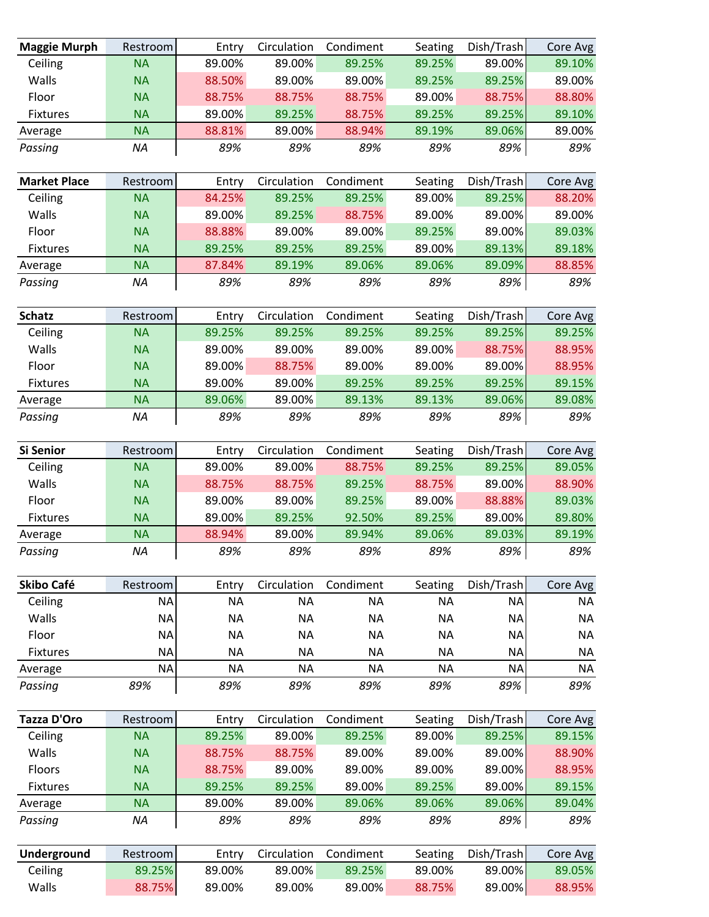| Maggie Murph | Restroom | Entry | Circulation | Condiment | Seating | Dish/Trash | Core Avg |
|---|---|---|---|---|---|---|---|
| Ceiling | NA | 89.00% | 89.00% | 89.25% | 89.25% | 89.00% | 89.10% |
| Walls | NA | 88.50% | 89.00% | 89.00% | 89.25% | 89.25% | 89.00% |
| Floor | NA | 88.75% | 88.75% | 88.75% | 89.00% | 88.75% | 88.80% |
| Fixtures | NA | 89.00% | 89.25% | 88.75% | 89.25% | 89.25% | 89.10% |
| Average | NA | 88.81% | 89.00% | 88.94% | 89.19% | 89.06% | 89.00% |
| *Passing* | *NA* | *89%* | *89%* | *89%* | *89%* | *89%* | *89%* |

| Market Place | Restroom | Entry | Circulation | Condiment | Seating | Dish/Trash | Core Avg |
|---|---|---|---|---|---|---|---|
| Ceiling | NA | 84.25% | 89.25% | 89.25% | 89.00% | 89.25% | 88.20% |
| Walls | NA | 89.00% | 89.25% | 88.75% | 89.00% | 89.00% | 89.00% |
| Floor | NA | 88.88% | 89.00% | 89.00% | 89.25% | 89.00% | 89.03% |
| Fixtures | NA | 89.25% | 89.25% | 89.25% | 89.00% | 89.13% | 89.18% |
| Average | NA | 87.84% | 89.19% | 89.06% | 89.06% | 89.09% | 88.85% |
| *Passing* | *NA* | *89%* | *89%* | *89%* | *89%* | *89%* | *89%* |

| Schatz | Restroom | Entry | Circulation | Condiment | Seating | Dish/Trash | Core Avg |
|---|---|---|---|---|---|---|---|
| Ceiling | NA | 89.25% | 89.25% | 89.25% | 89.25% | 89.25% | 89.25% |
| Walls | NA | 89.00% | 89.00% | 89.00% | 89.00% | 88.75% | 88.95% |
| Floor | NA | 89.00% | 88.75% | 89.00% | 89.00% | 89.00% | 88.95% |
| Fixtures | NA | 89.00% | 89.00% | 89.25% | 89.25% | 89.25% | 89.15% |
| Average | NA | 89.06% | 89.00% | 89.13% | 89.13% | 89.06% | 89.08% |
| *Passing* | *NA* | *89%* | *89%* | *89%* | *89%* | *89%* | *89%* |

| Si Senior | Restroom | Entry | Circulation | Condiment | Seating | Dish/Trash | Core Avg |
|---|---|---|---|---|---|---|---|
| Ceiling | NA | 89.00% | 89.00% | 88.75% | 89.25% | 89.25% | 89.05% |
| Walls | NA | 88.75% | 88.75% | 89.25% | 88.75% | 89.00% | 88.90% |
| Floor | NA | 89.00% | 89.00% | 89.25% | 89.00% | 88.88% | 89.03% |
| Fixtures | NA | 89.00% | 89.25% | 92.50% | 89.25% | 89.00% | 89.80% |
| Average | NA | 88.94% | 89.00% | 89.94% | 89.06% | 89.03% | 89.19% |
| *Passing* | *NA* | *89%* | *89%* | *89%* | *89%* | *89%* | *89%* |

| Skibo Café | Restroom | Entry | Circulation | Condiment | Seating | Dish/Trash | Core Avg |
|---|---|---|---|---|---|---|---|
| Ceiling | NA | NA | NA | NA | NA | NA | NA |
| Walls | NA | NA | NA | NA | NA | NA | NA |
| Floor | NA | NA | NA | NA | NA | NA | NA |
| Fixtures | NA | NA | NA | NA | NA | NA | NA |
| Average | NA | NA | NA | NA | NA | NA | NA |
| *Passing* | *89%* | *89%* | *89%* | *89%* | *89%* | *89%* | *89%* |

| Tazza D'Oro | Restroom | Entry | Circulation | Condiment | Seating | Dish/Trash | Core Avg |
|---|---|---|---|---|---|---|---|
| Ceiling | NA | 89.25% | 89.00% | 89.25% | 89.00% | 89.25% | 89.15% |
| Walls | NA | 88.75% | 88.75% | 89.00% | 89.00% | 89.00% | 88.90% |
| Floors | NA | 88.75% | 89.00% | 89.00% | 89.00% | 89.00% | 88.95% |
| Fixtures | NA | 89.25% | 89.25% | 89.00% | 89.25% | 89.00% | 89.15% |
| Average | NA | 89.00% | 89.00% | 89.06% | 89.06% | 89.06% | 89.04% |
| *Passing* | *NA* | *89%* | *89%* | *89%* | *89%* | *89%* | *89%* |

| Underground | Restroom | Entry | Circulation | Condiment | Seating | Dish/Trash | Core Avg |
|---|---|---|---|---|---|---|---|
| Ceiling | 89.25% | 89.00% | 89.00% | 89.25% | 89.00% | 89.00% | 89.05% |
| Walls | 88.75% | 89.00% | 89.00% | 89.00% | 88.75% | 89.00% | 88.95% |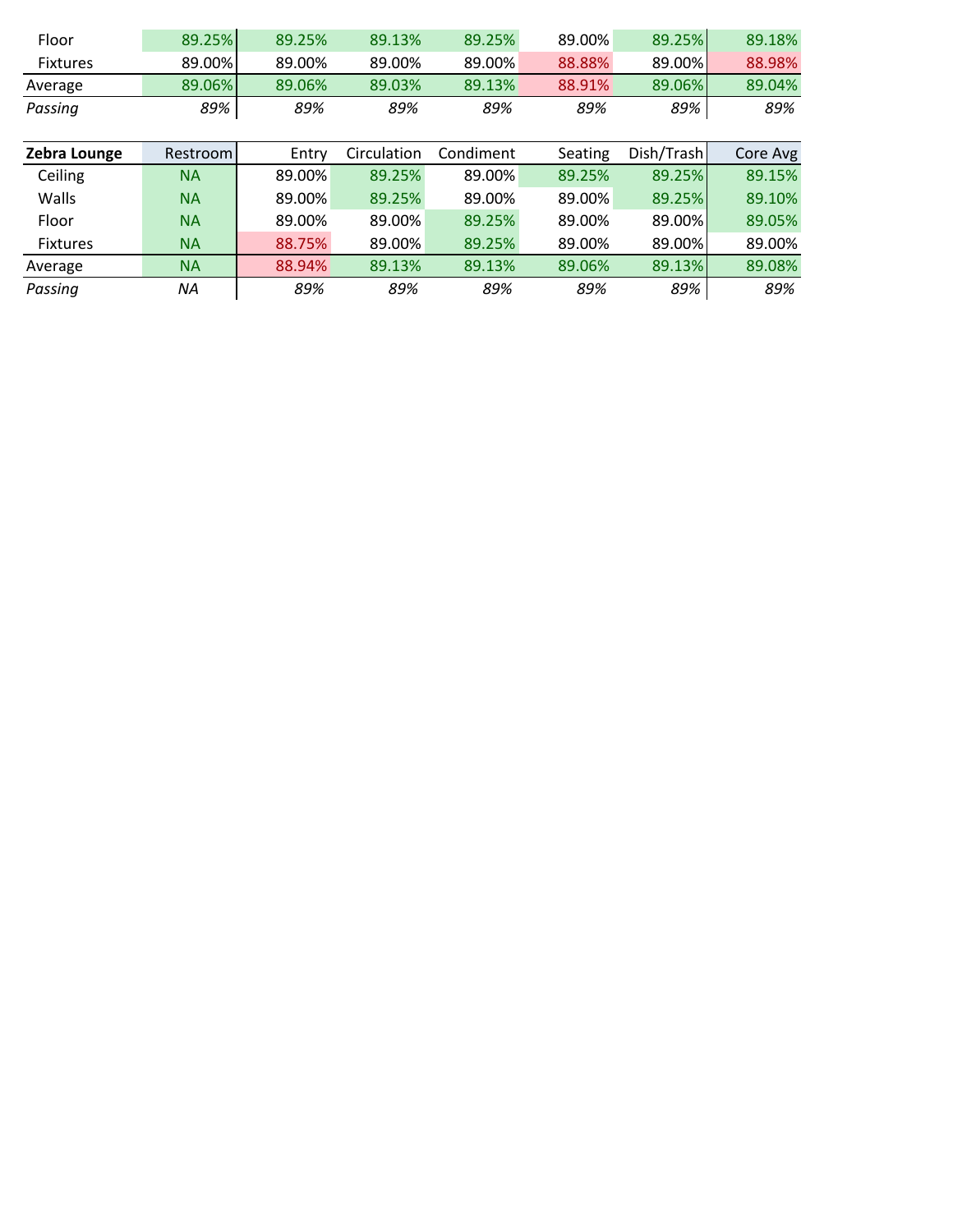| | | | | | | | |
|---|---|---|---|---|---|---|---|
| Floor | 89.25% | 89.25% | 89.13% | 89.25% | 89.00% | 89.25% | 89.18% |
| Fixtures | 89.00% | 89.00% | 89.00% | 89.00% | 88.88% | 89.00% | 88.98% |
| Average | 89.06% | 89.06% | 89.03% | 89.13% | 88.91% | 89.06% | 89.04% |
| *Passing* | *89%* | *89%* | *89%* | *89%* | *89%* | *89%* | *89%* |

| **Zebra Lounge** | Restroom | Entry | Circulation | Condiment | Seating | Dish/Trash | Core Avg |
|---|---|---|---|---|---|---|---|
| Ceiling | NA | 89.00% | 89.25% | 89.00% | 89.25% | 89.25% | 89.15% |
| Walls | NA | 89.00% | 89.25% | 89.00% | 89.00% | 89.25% | 89.10% |
| Floor | NA | 89.00% | 89.00% | 89.25% | 89.00% | 89.00% | 89.05% |
| Fixtures | NA | 88.75% | 89.00% | 89.25% | 89.00% | 89.00% | 89.00% |
| Average | NA | 88.94% | 89.13% | 89.13% | 89.06% | 89.13% | 89.08% |
| *Passing* | *NA* | *89%* | *89%* | *89%* | *89%* | *89%* | *89%* |